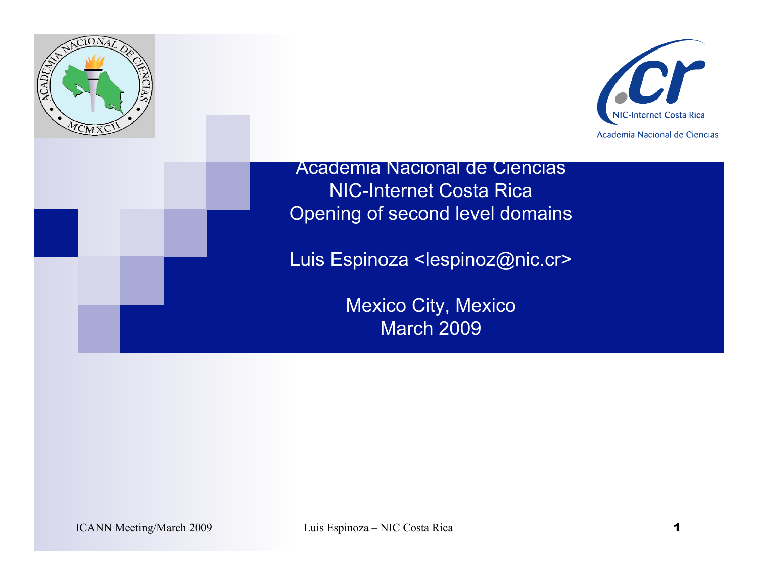# Academia Nacional de Ciencias
# NIC-Internet Costa Rica
# Opening of second level domains

Luis Espinoza <lespinoz@nic.cr>

Mexico City, Mexico
March 2009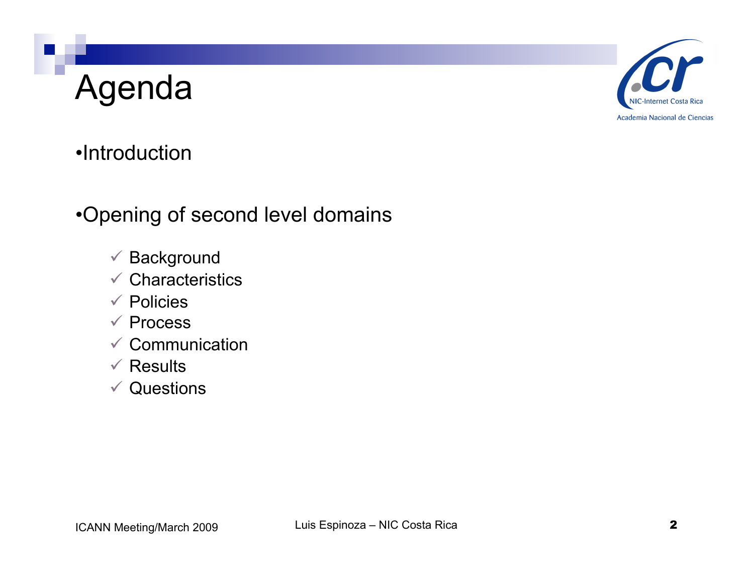# Agenda

- Introduction
- Opening of second level domains
  - ✓ Background
  - ✓ Characteristics
  - ✓ Policies
  - ✓ Process
  - ✓ Communication
  - ✓ Results
  - ✓ Questions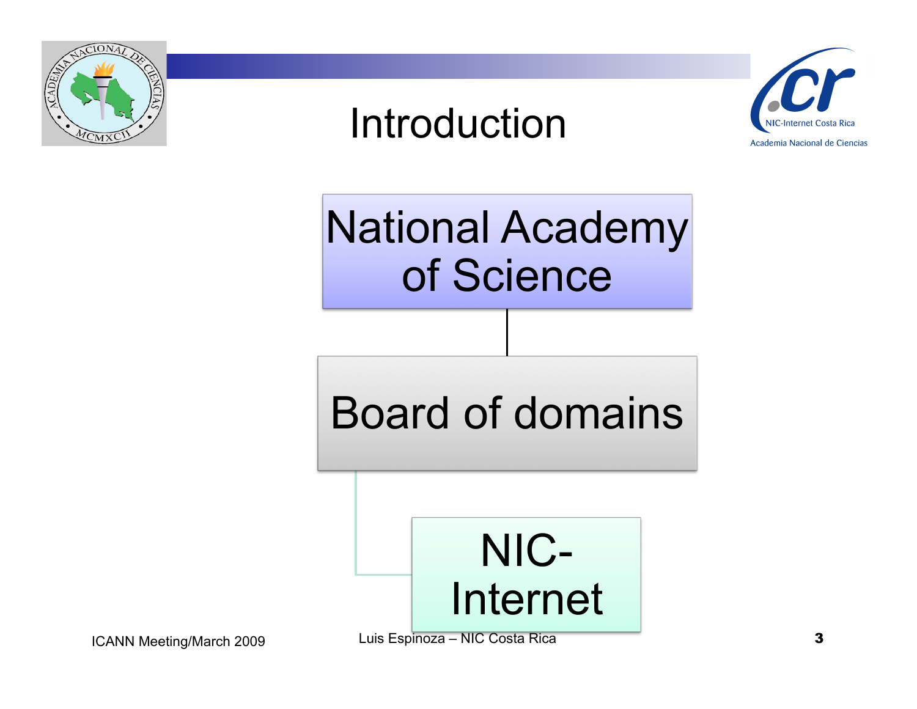# Introduction

National Academy of Science

Board of domains

NIC-Internet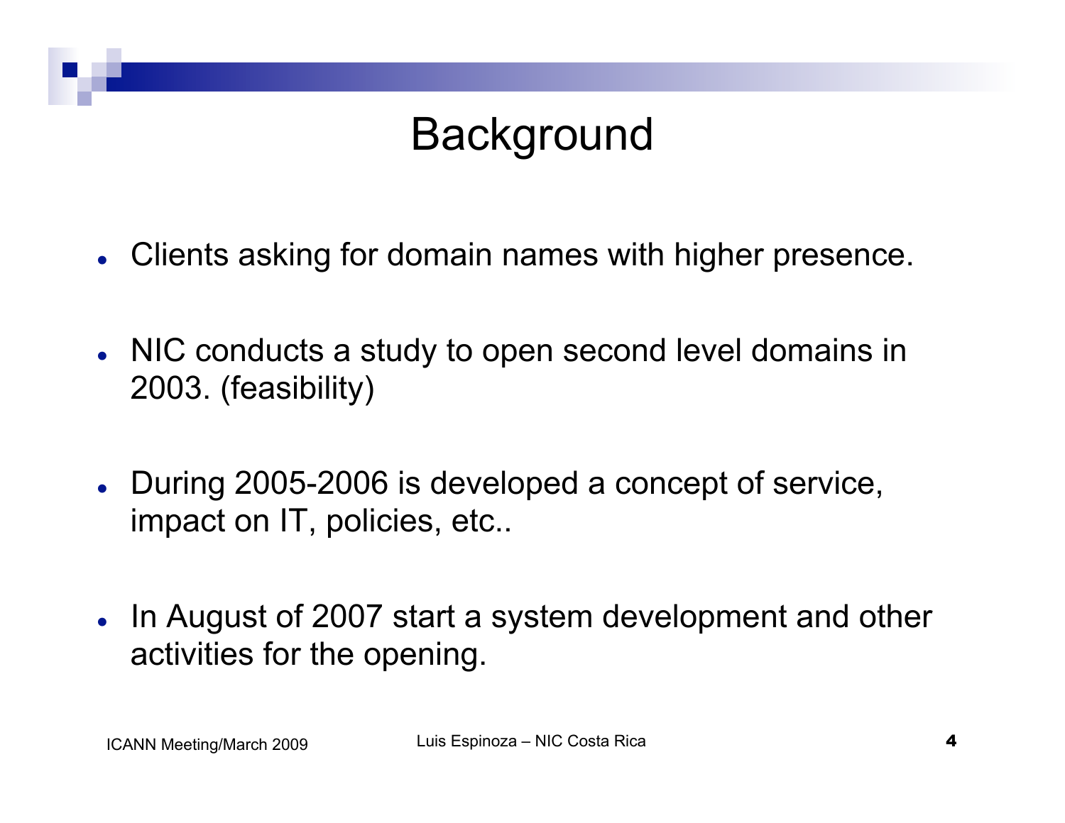# Background

- Clients asking for domain names with higher presence.

- NIC conducts a study to open second level domains in 2003. (feasibility)

- During 2005-2006 is developed a concept of service, impact on IT, policies, etc..

- In August of 2007 start a system development and other activities for the opening.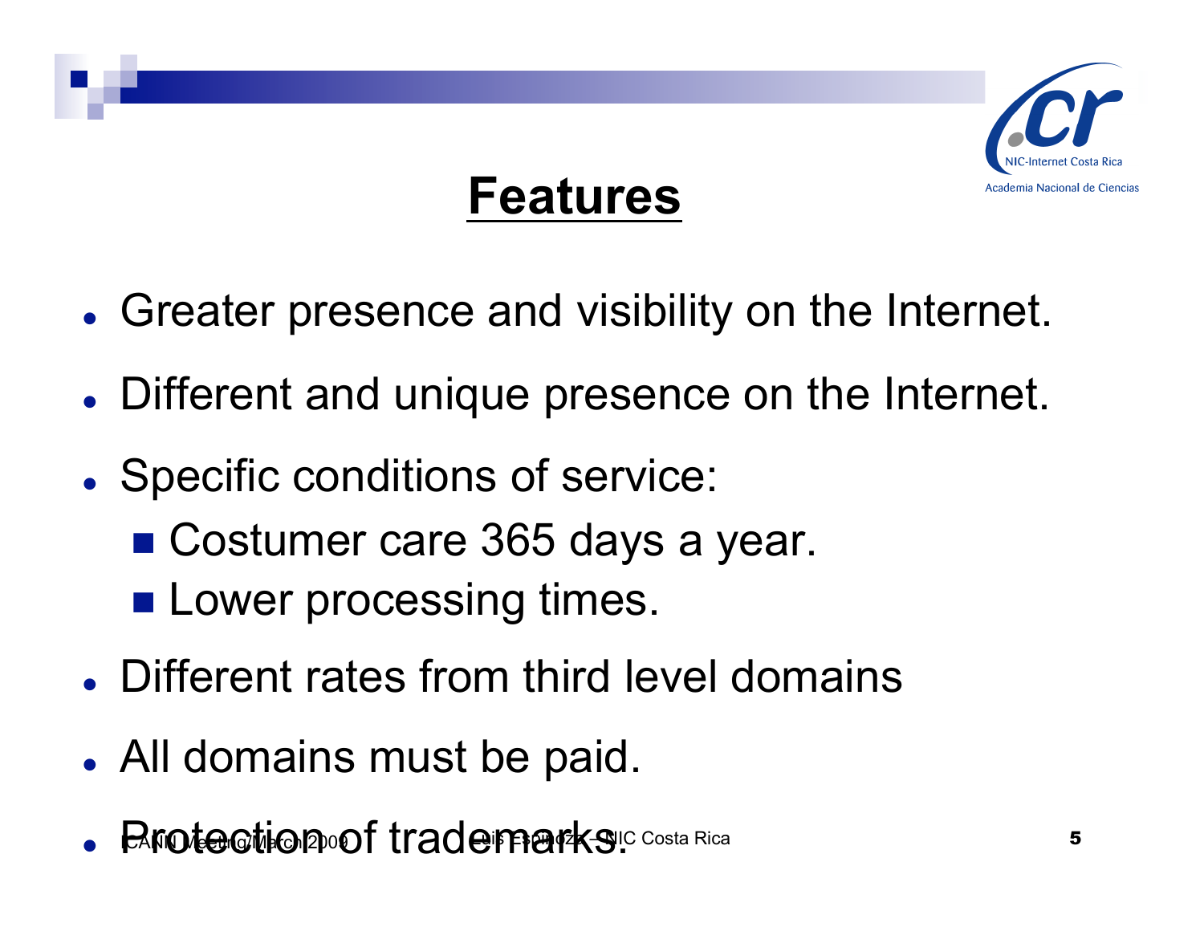# Features

- Greater presence and visibility on the Internet.
- Different and unique presence on the Internet.
- Specific conditions of service:
  - Costumer care 365 days a year.
  - Lower processing times.
- Different rates from third level domains
- All domains must be paid.
- Protection of trademarks.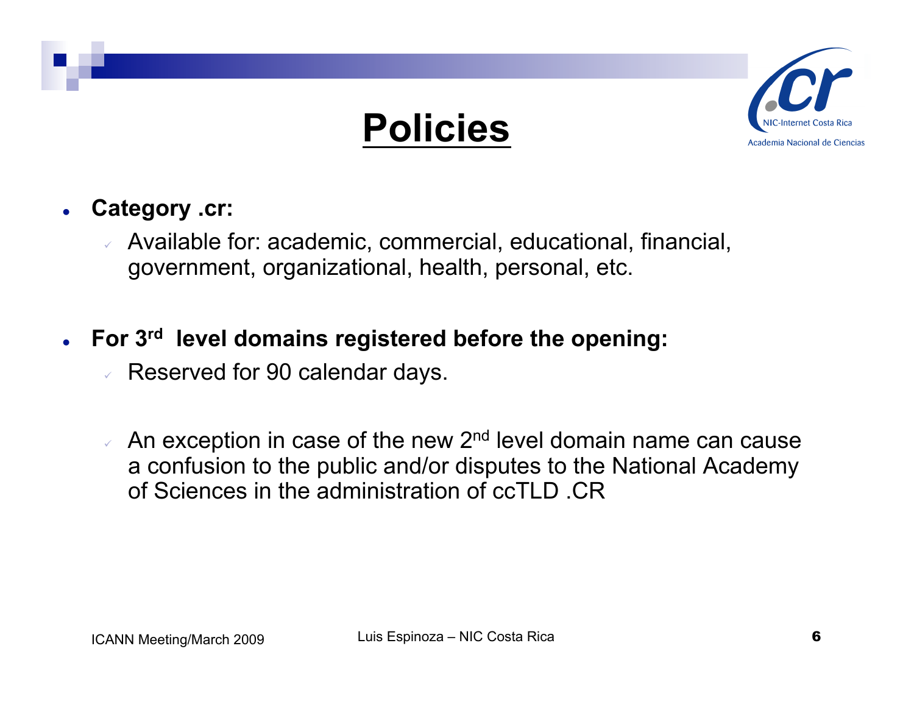# Policies

- **Category .cr:**
  - Available for: academic, commercial, educational, financial, government, organizational, health, personal, etc.

- **For 3rd level domains registered before the opening:**
  - Reserved for 90 calendar days.
  - An exception in case of the new 2nd level domain name can cause a confusion to the public and/or disputes to the National Academy of Sciences in the administration of ccTLD .CR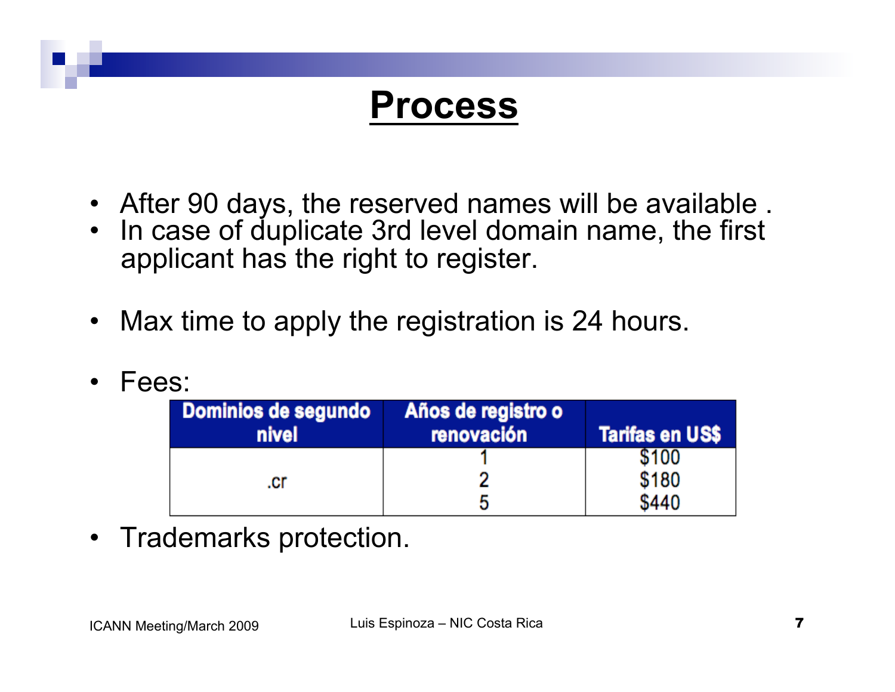# Process

- After 90 days, the reserved names will be available .
- In case of duplicate 3rd level domain name, the first applicant has the right to register.
- Max time to apply the registration is 24 hours.
- Fees:

| Dominios de segundo nivel | Años de registro o renovación | Tarifas en US$ |
|---|---|---|
| .cr | 1 | $100 |
| | 2 | $180 |
| | 5 | $440 |

- Trademarks protection.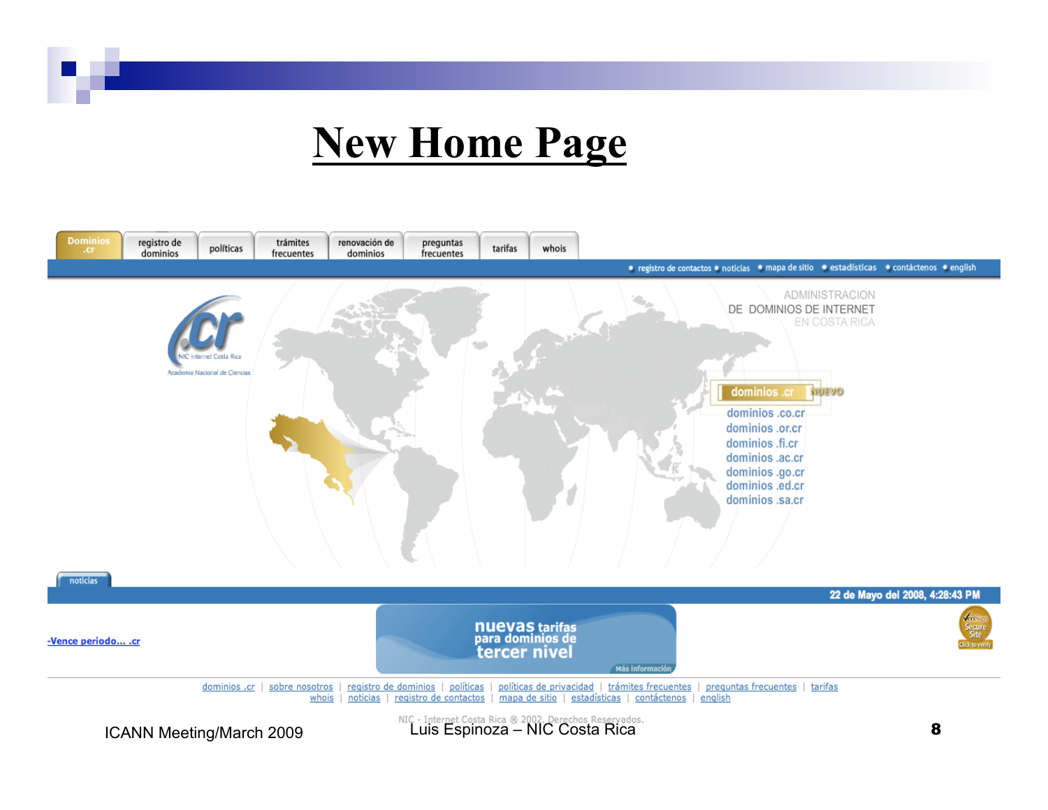# New Home Page

Dominios .cr | registro de dominios | políticas | trámites frecuentes | renovación de dominios | preguntas frecuentes | tarifas | whois

• registro de contactos • noticias • mapa de sitio • estadísticas • contáctenos • english

.cr NIC-internet Costa Rica
Academia Nacional de Ciencias

ADMINISTRACION
DE DOMINIOS DE INTERNET
EN COSTA RICA

dominios .cr NUEVO
dominios .co.cr
dominios .or.cr
dominios .fi.cr
dominios .ac.cr
dominios .go.cr
dominios .ed.cr
dominios .sa.cr

noticias

22 de Mayo del 2008, 4:28:43 PM

-Vence periodo... .cr

nuevas tarifas para dominios de tercer nivel
Más información

dominios .cr | sobre nosotros | registro de dominios | políticas | políticas de privacidad | trámites frecuentes | preguntas frecuentes | tarifas
whois | noticias | registro de contactos | mapa de sitio | estadísticas | contáctenos | english

NIC - Internet Costa Rica ® 2002. Derechos Reservados.

ICANN Meeting/March 2009 — Luis Espinoza – NIC Costa Rica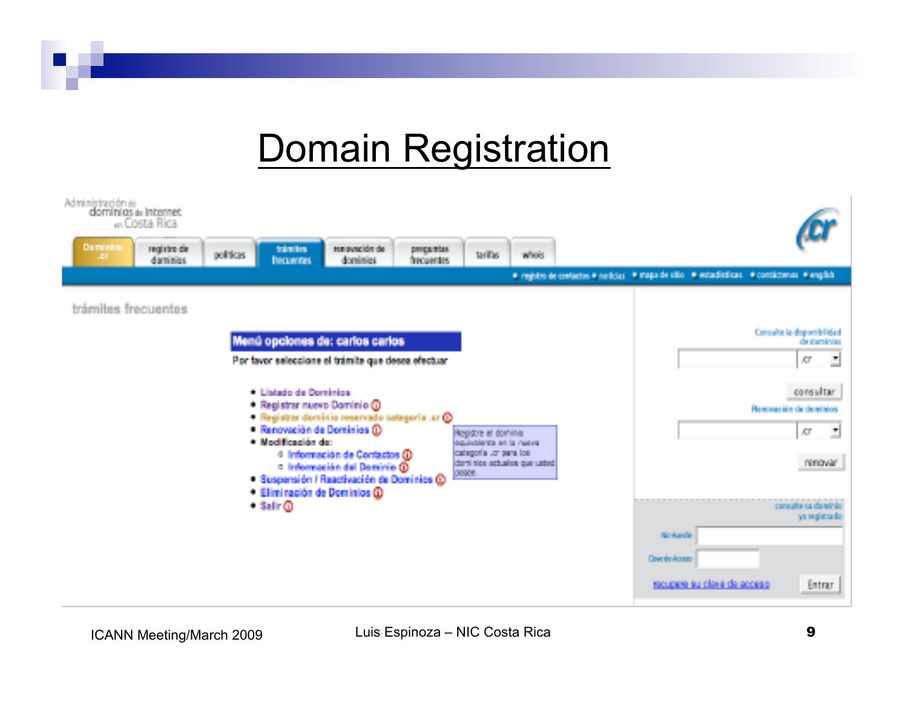# Domain Registration

Administración de dominios de Internet en Costa Rica

Dominios .cr | registro de dominios | políticas | trámites frecuentes | renovación de dominios | preguntas frecuentes | tarifas | whois

• registro de contactos • noticias • mapa de sitio • estadísticas • contáctenos • english

trámites frecuentes

**Menú opciones de: carlos carlos**

Por favor seleccione el trámite que desea efectuar

- Listado de Dominios
- Registrar nuevo Dominio
- Registrar dominio reservado categoría .cr
- Renovación de Dominios
- Modificación de:
  - Información de Contactos
  - Información del Dominio
- Suspensión / Reactivación de Dominios
- Eliminación de Dominios
- Salir

Registre el dominio equivalente en la nueva categoría .cr para los dominios actuales que usted posee.

Consulte la disponibilidad de dominios

.cr

consultar

Renovación de dominios

.cr

renovar

consulte su dominio ya registrado

Nic-Handle

Clave de Acceso

recupere su clave de acceso

Entrar

ICANN Meeting/March 2009 — Luis Espinoza – NIC Costa Rica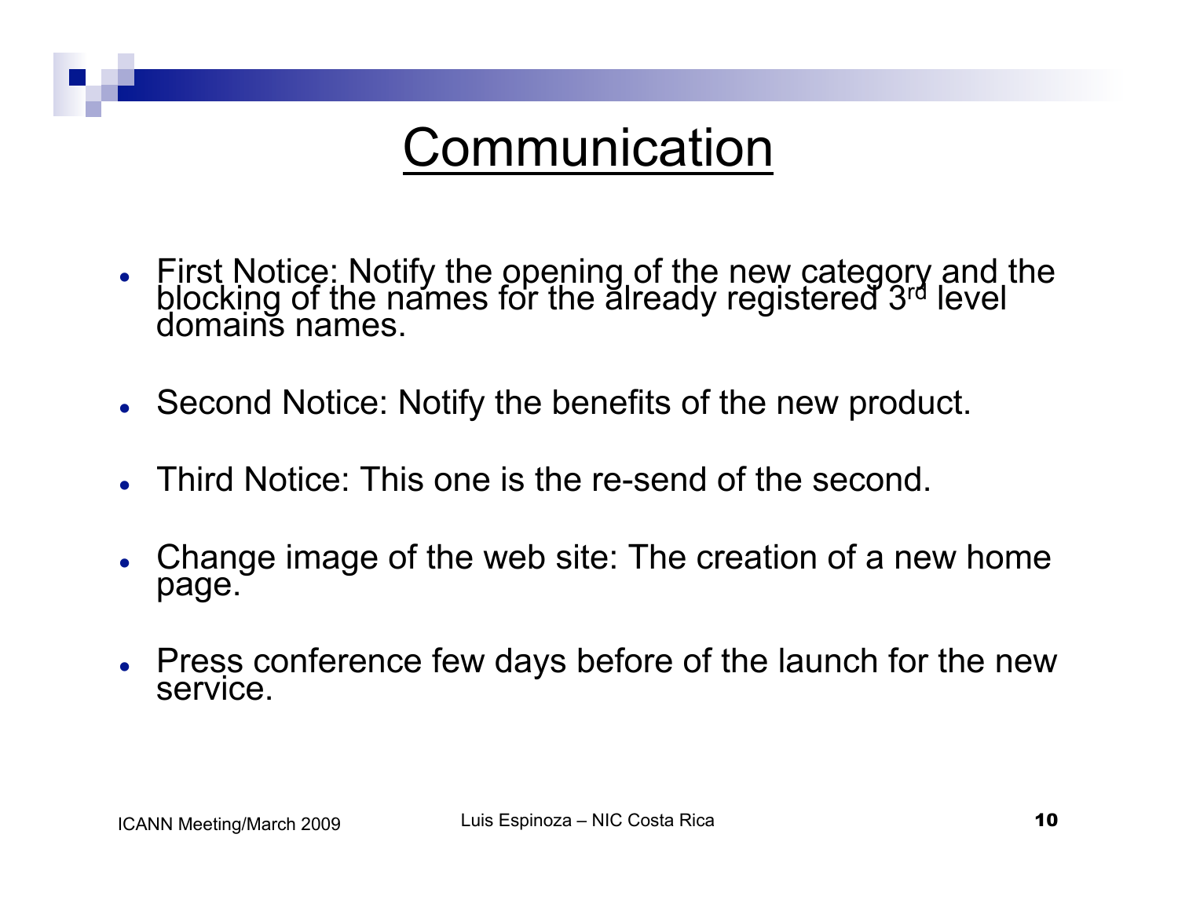# Communication

- First Notice: Notify the opening of the new category and the blocking of the names for the already registered 3rd level domains names.
- Second Notice: Notify the benefits of the new product.
- Third Notice: This one is the re-send of the second.
- Change image of the web site: The creation of a new home page.
- Press conference few days before of the launch for the new service.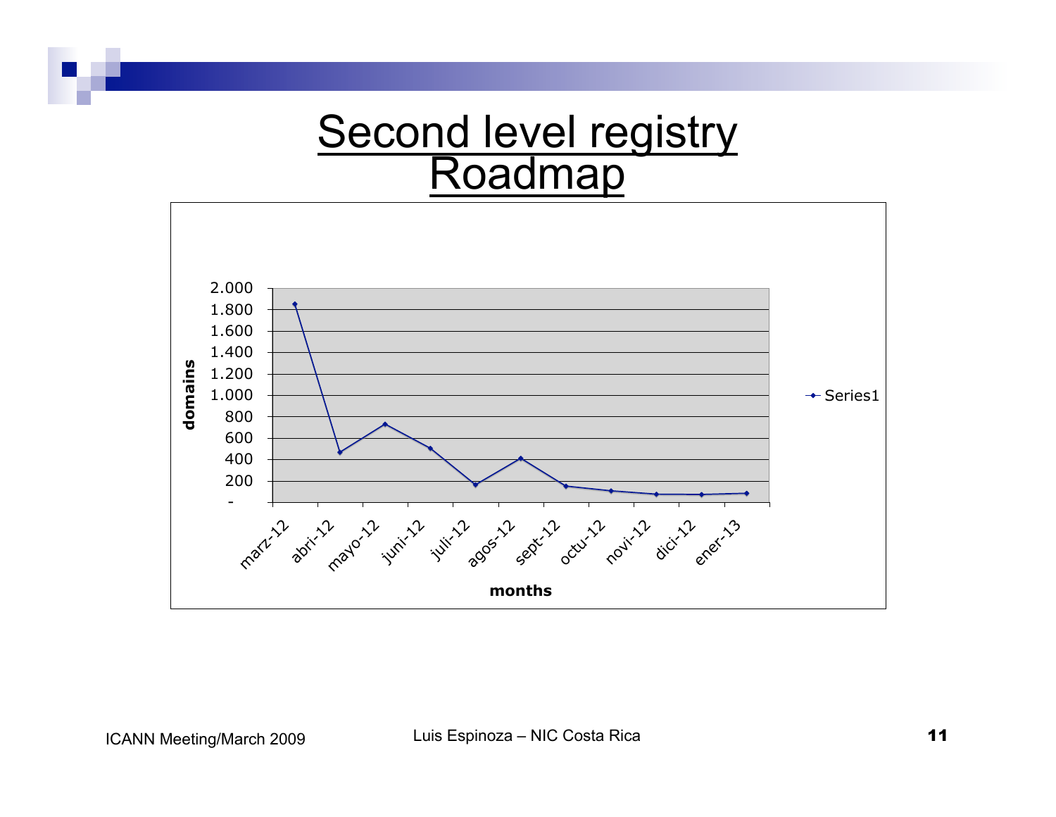# Second level registry Roadmap

domains

2.000
1.800
1.600
1.400
1.200
1.000
800
600
400
200
-

marz-12 abri-12 mayo-12 juni-12 juli-12 agos-12 sept-12 octu-12 novi-12 dici-12 ener-13

months

Series1

ICANN Meeting/March 2009

Luis Espinoza – NIC Costa Rica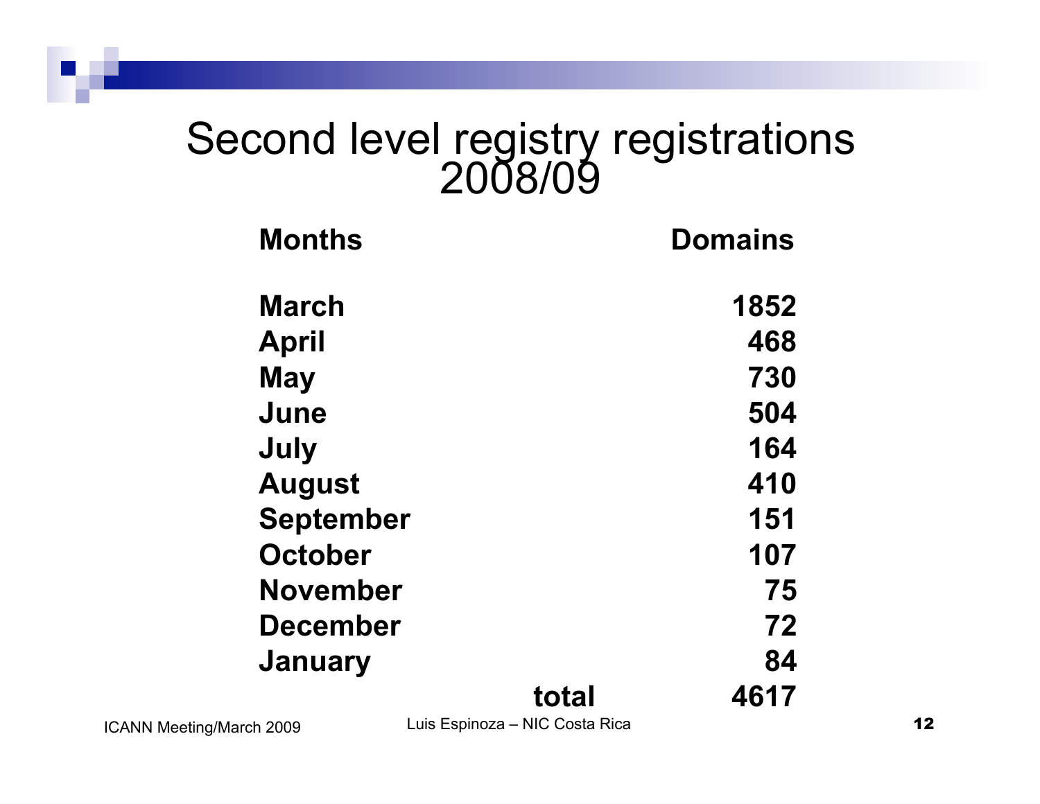# Second level registry registrations 2008/09

| Months | Domains |
| --- | --- |
| March | 1852 |
| April | 468 |
| May | 730 |
| June | 504 |
| July | 164 |
| August | 410 |
| September | 151 |
| October | 107 |
| November | 75 |
| December | 72 |
| January | 84 |
| total | 4617 |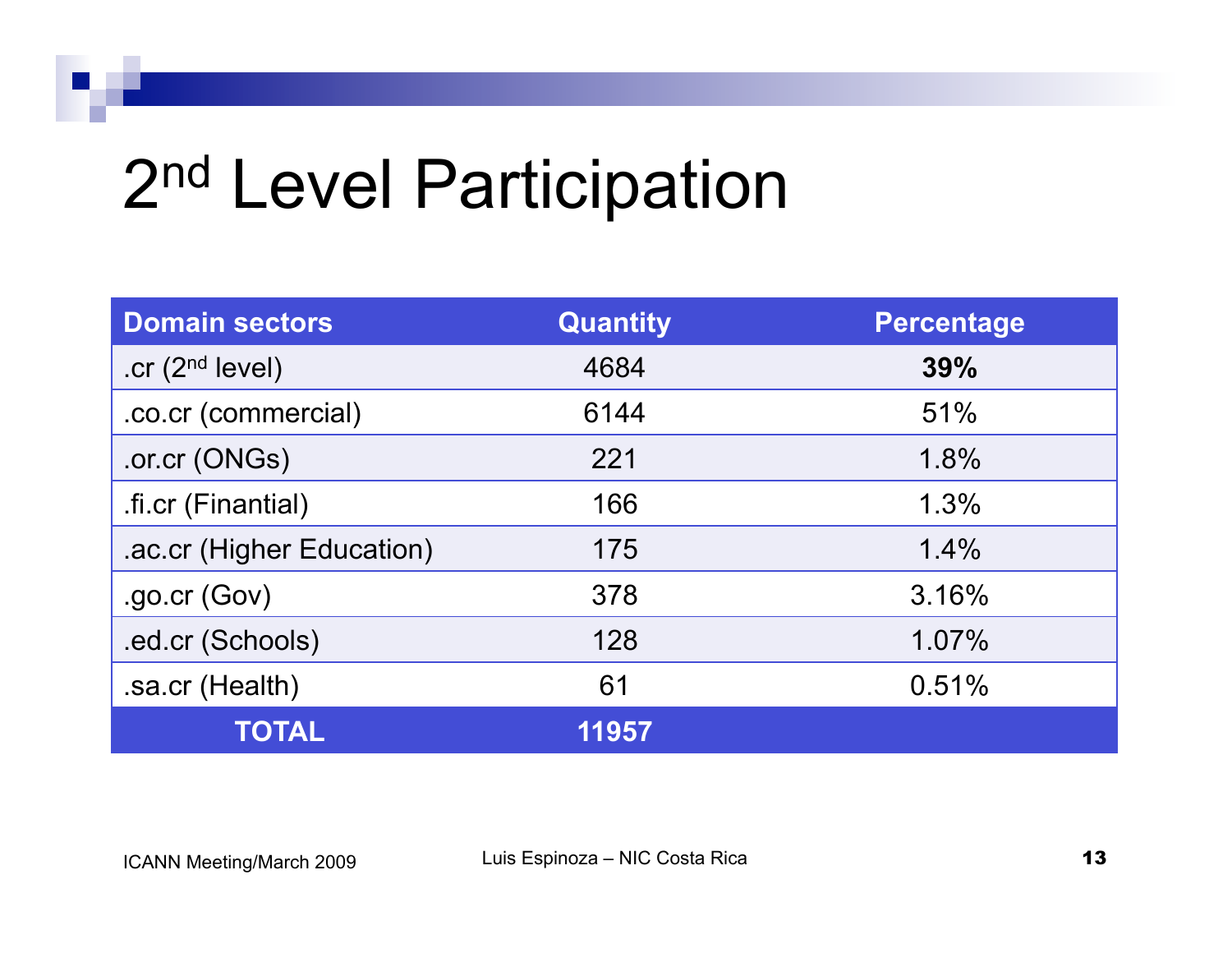# 2nd Level Participation

| Domain sectors | Quantity | Percentage |
|---|---|---|
| .cr (2nd level) | 4684 | **39%** |
| .co.cr (commercial) | 6144 | 51% |
| .or.cr (ONGs) | 221 | 1.8% |
| .fi.cr (Finantial) | 166 | 1.3% |
| .ac.cr (Higher Education) | 175 | 1.4% |
| .go.cr (Gov) | 378 | 3.16% |
| .ed.cr (Schools) | 128 | 1.07% |
| .sa.cr (Health) | 61 | 0.51% |
| **TOTAL** | **11957** | |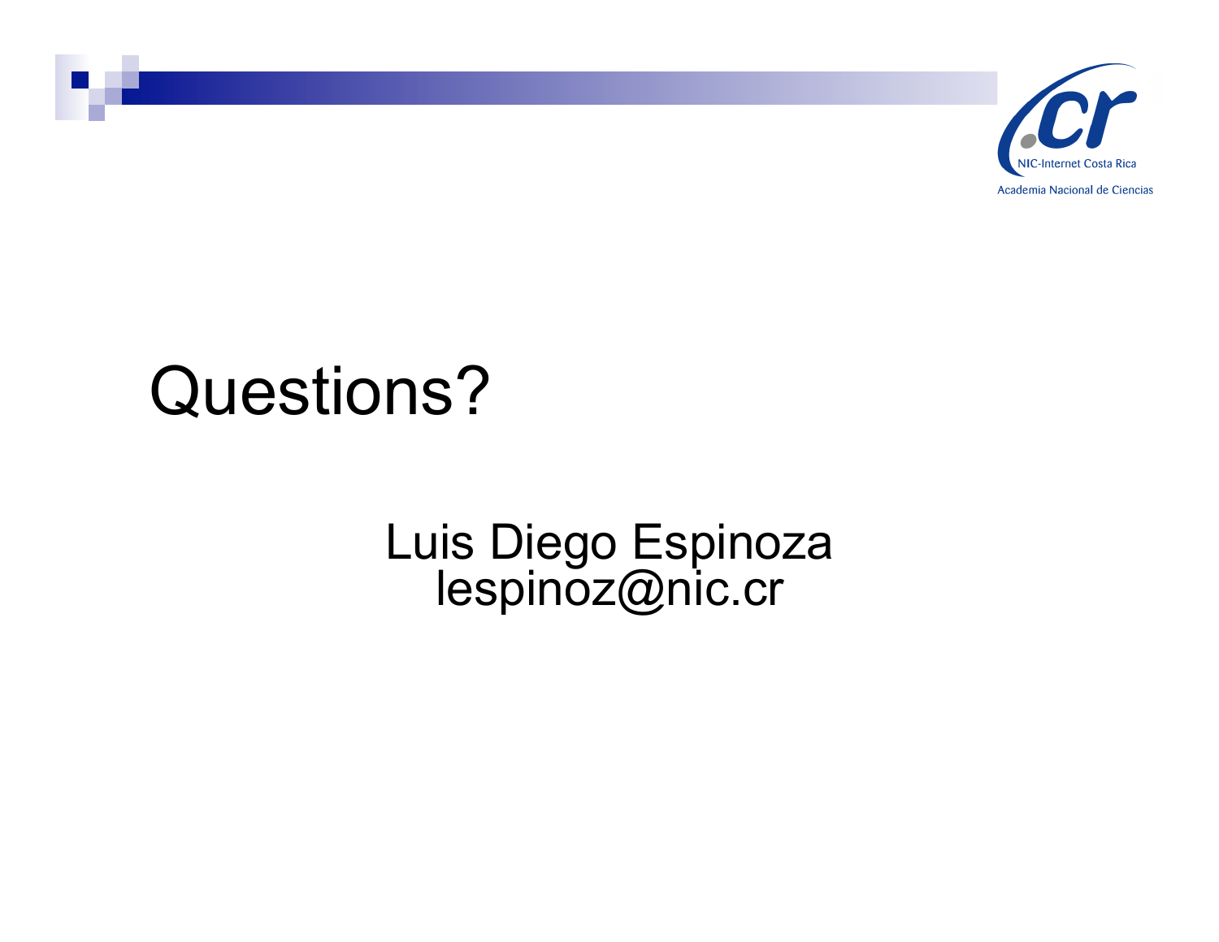# Questions?

Luis Diego Espinoza
lespinoz@nic.cr